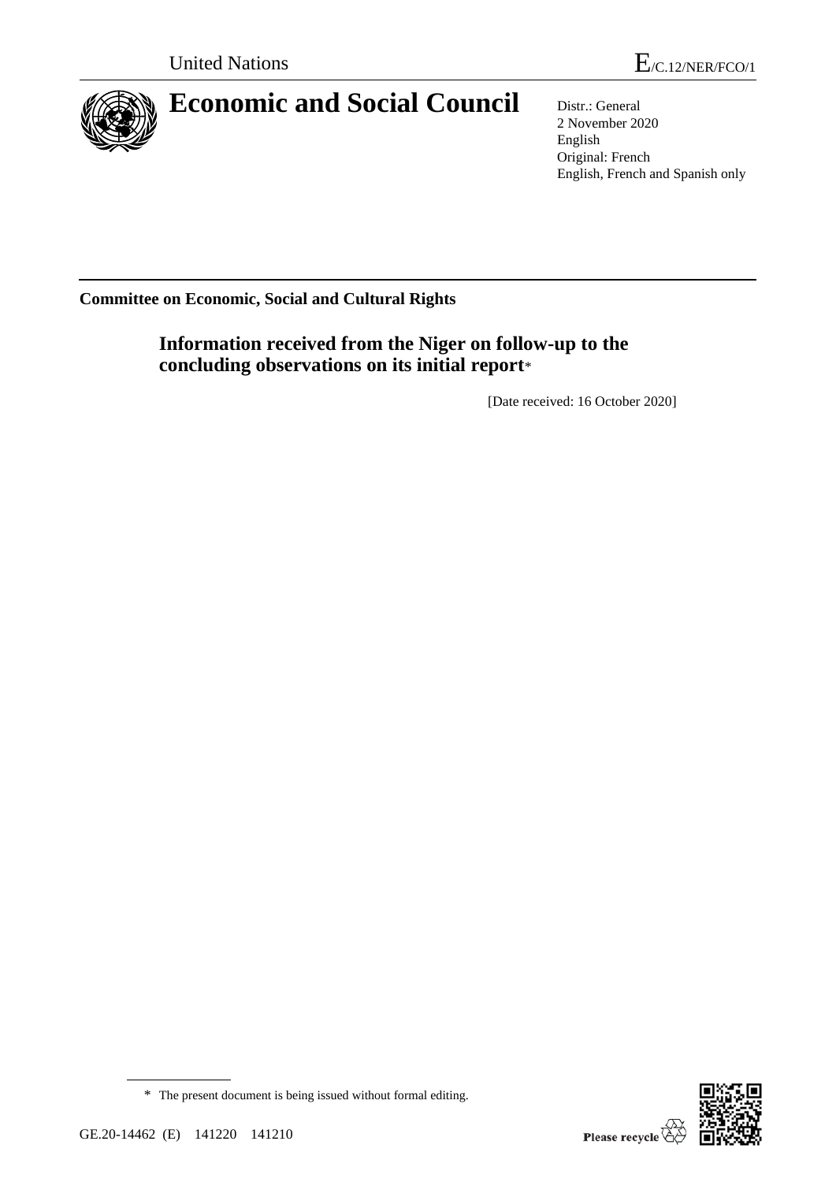United Nations

E/C.12/NER/FCO/1

# Economic and Social Council

Distr.: General
2 November 2020
English
Original: French
English, French and Spanish only

**Committee on Economic, Social and Cultural Rights**

## Information received from the Niger on follow-up to the concluding observations on its initial report*

[Date received: 16 October 2020]

\* The present document is being issued without formal editing.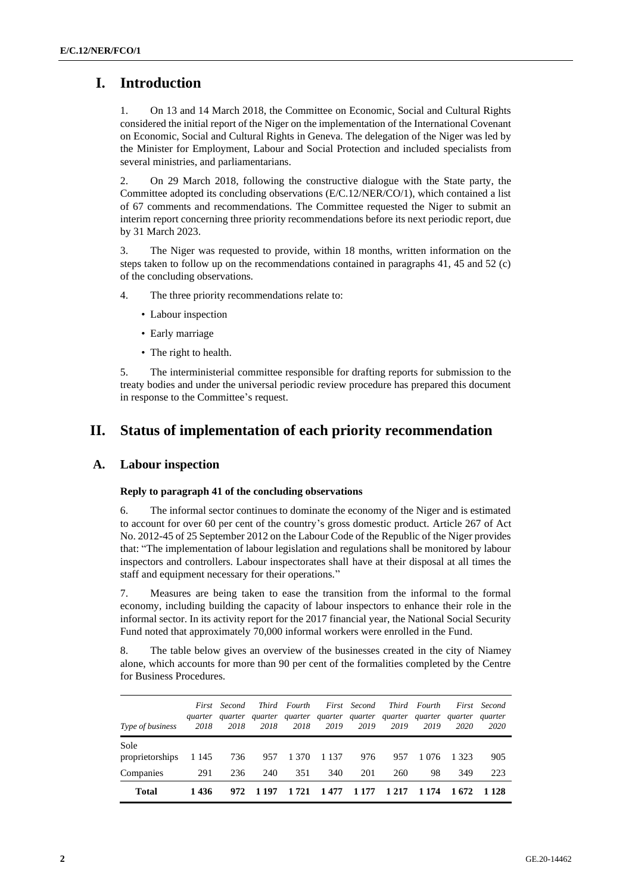# I. Introduction

1. On 13 and 14 March 2018, the Committee on Economic, Social and Cultural Rights considered the initial report of the Niger on the implementation of the International Covenant on Economic, Social and Cultural Rights in Geneva. The delegation of the Niger was led by the Minister for Employment, Labour and Social Protection and included specialists from several ministries, and parliamentarians.

2. On 29 March 2018, following the constructive dialogue with the State party, the Committee adopted its concluding observations (E/C.12/NER/CO/1), which contained a list of 67 comments and recommendations. The Committee requested the Niger to submit an interim report concerning three priority recommendations before its next periodic report, due by 31 March 2023.

3. The Niger was requested to provide, within 18 months, written information on the steps taken to follow up on the recommendations contained in paragraphs 41, 45 and 52 (c) of the concluding observations.

4. The three priority recommendations relate to:

- Labour inspection
- Early marriage
- The right to health.

5. The interministerial committee responsible for drafting reports for submission to the treaty bodies and under the universal periodic review procedure has prepared this document in response to the Committee's request.

# II. Status of implementation of each priority recommendation

## A. Labour inspection

### Reply to paragraph 41 of the concluding observations

6. The informal sector continues to dominate the economy of the Niger and is estimated to account for over 60 per cent of the country's gross domestic product. Article 267 of Act No. 2012-45 of 25 September 2012 on the Labour Code of the Republic of the Niger provides that: "The implementation of labour legislation and regulations shall be monitored by labour inspectors and controllers. Labour inspectorates shall have at their disposal at all times the staff and equipment necessary for their operations."

7. Measures are being taken to ease the transition from the informal to the formal economy, including building the capacity of labour inspectors to enhance their role in the informal sector. In its activity report for the 2017 financial year, the National Social Security Fund noted that approximately 70,000 informal workers were enrolled in the Fund.

8. The table below gives an overview of the businesses created in the city of Niamey alone, which accounts for more than 90 per cent of the formalities completed by the Centre for Business Procedures.

| *Type of business* | *First quarter 2018* | *Second quarter 2018* | *Third quarter 2018* | *Fourth quarter 2018* | *First quarter 2019* | *Second quarter 2019* | *Third quarter 2019* | *Fourth quarter 2019* | *First quarter 2020* | *Second quarter 2020* |
|---|---|---|---|---|---|---|---|---|---|---|
| Sole proprietorships | 1 145 | 736 | 957 | 1 370 | 1 137 | 976 | 957 | 1 076 | 1 323 | 905 |
| Companies | 291 | 236 | 240 | 351 | 340 | 201 | 260 | 98 | 349 | 223 |
| **Total** | **1 436** | **972** | **1 197** | **1 721** | **1 477** | **1 177** | **1 217** | **1 174** | **1 672** | **1 128** |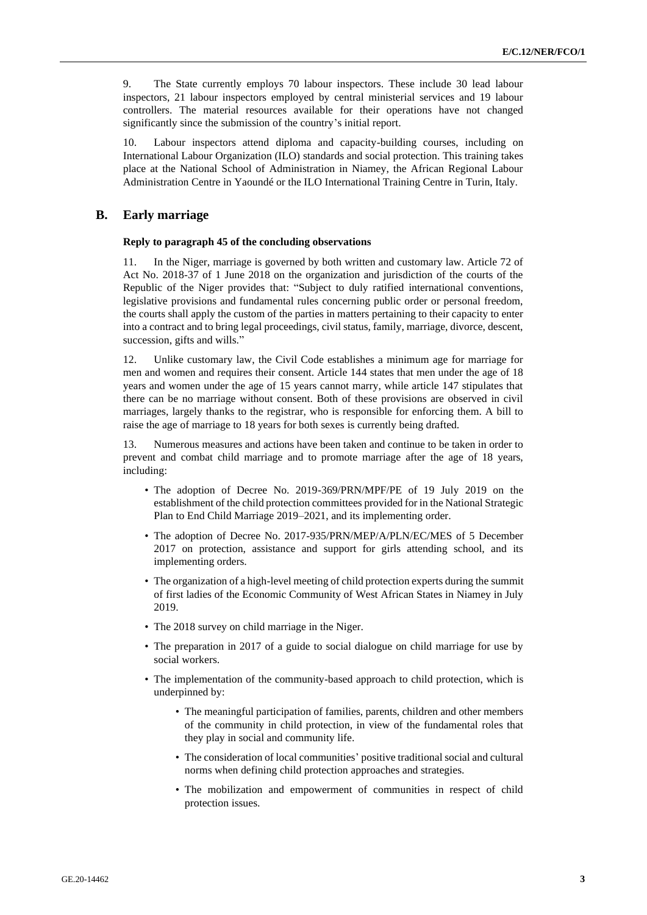9. The State currently employs 70 labour inspectors. These include 30 lead labour inspectors, 21 labour inspectors employed by central ministerial services and 19 labour controllers. The material resources available for their operations have not changed significantly since the submission of the country's initial report.

10. Labour inspectors attend diploma and capacity-building courses, including on International Labour Organization (ILO) standards and social protection. This training takes place at the National School of Administration in Niamey, the African Regional Labour Administration Centre in Yaoundé or the ILO International Training Centre in Turin, Italy.

## B. Early marriage

#### Reply to paragraph 45 of the concluding observations

11. In the Niger, marriage is governed by both written and customary law. Article 72 of Act No. 2018-37 of 1 June 2018 on the organization and jurisdiction of the courts of the Republic of the Niger provides that: "Subject to duly ratified international conventions, legislative provisions and fundamental rules concerning public order or personal freedom, the courts shall apply the custom of the parties in matters pertaining to their capacity to enter into a contract and to bring legal proceedings, civil status, family, marriage, divorce, descent, succession, gifts and wills."

12. Unlike customary law, the Civil Code establishes a minimum age for marriage for men and women and requires their consent. Article 144 states that men under the age of 18 years and women under the age of 15 years cannot marry, while article 147 stipulates that there can be no marriage without consent. Both of these provisions are observed in civil marriages, largely thanks to the registrar, who is responsible for enforcing them. A bill to raise the age of marriage to 18 years for both sexes is currently being drafted.

13. Numerous measures and actions have been taken and continue to be taken in order to prevent and combat child marriage and to promote marriage after the age of 18 years, including:

- The adoption of Decree No. 2019-369/PRN/MPF/PE of 19 July 2019 on the establishment of the child protection committees provided for in the National Strategic Plan to End Child Marriage 2019–2021, and its implementing order.
- The adoption of Decree No. 2017-935/PRN/MEP/A/PLN/EC/MES of 5 December 2017 on protection, assistance and support for girls attending school, and its implementing orders.
- The organization of a high-level meeting of child protection experts during the summit of first ladies of the Economic Community of West African States in Niamey in July 2019.
- The 2018 survey on child marriage in the Niger.
- The preparation in 2017 of a guide to social dialogue on child marriage for use by social workers.
- The implementation of the community-based approach to child protection, which is underpinned by:
    - The meaningful participation of families, parents, children and other members of the community in child protection, in view of the fundamental roles that they play in social and community life.
    - The consideration of local communities' positive traditional social and cultural norms when defining child protection approaches and strategies.
    - The mobilization and empowerment of communities in respect of child protection issues.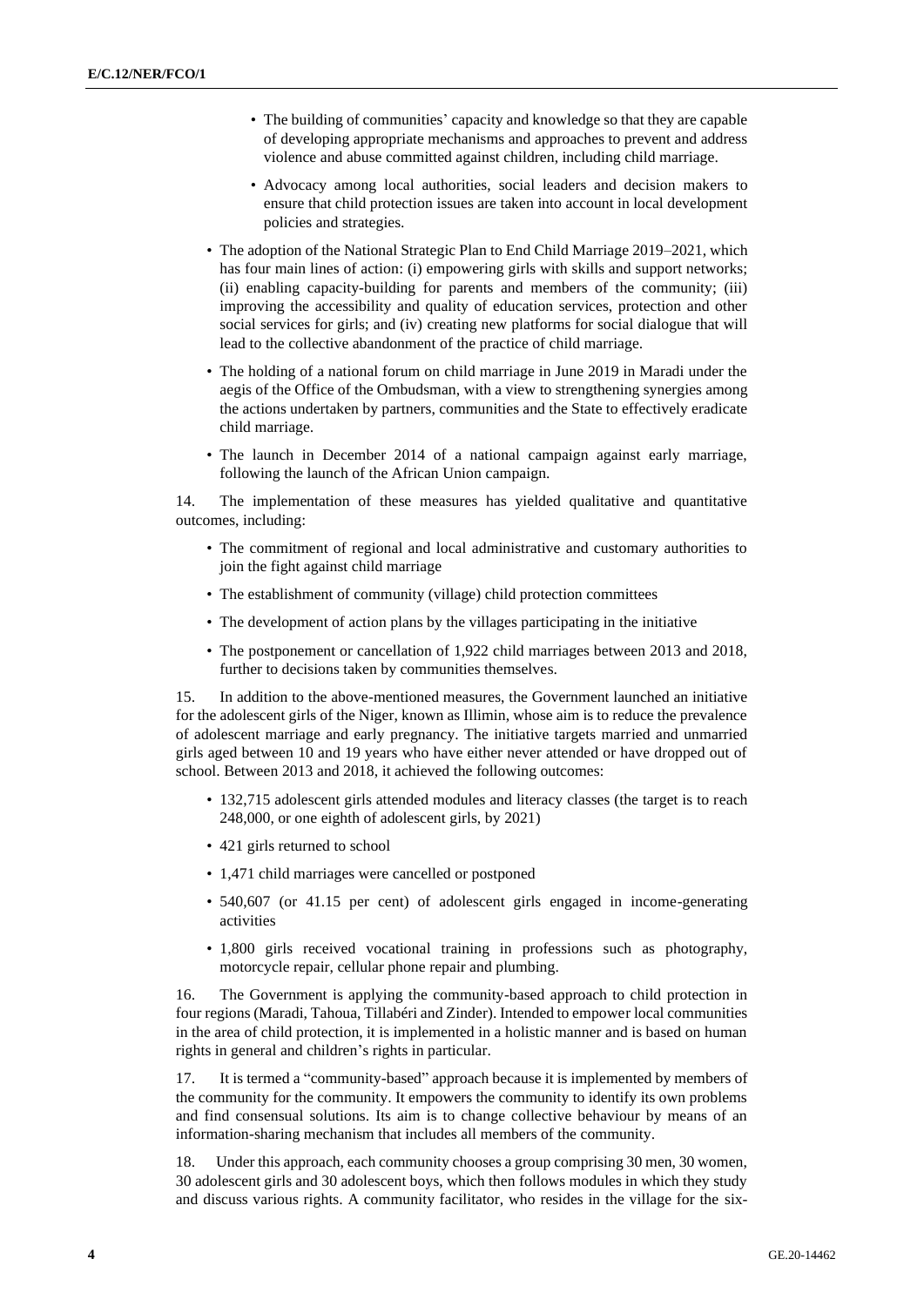- The building of communities' capacity and knowledge so that they are capable of developing appropriate mechanisms and approaches to prevent and address violence and abuse committed against children, including child marriage.
  - Advocacy among local authorities, social leaders and decision makers to ensure that child protection issues are taken into account in local development policies and strategies.
- The adoption of the National Strategic Plan to End Child Marriage 2019–2021, which has four main lines of action: (i) empowering girls with skills and support networks; (ii) enabling capacity-building for parents and members of the community; (iii) improving the accessibility and quality of education services, protection and other social services for girls; and (iv) creating new platforms for social dialogue that will lead to the collective abandonment of the practice of child marriage.
- The holding of a national forum on child marriage in June 2019 in Maradi under the aegis of the Office of the Ombudsman, with a view to strengthening synergies among the actions undertaken by partners, communities and the State to effectively eradicate child marriage.
- The launch in December 2014 of a national campaign against early marriage, following the launch of the African Union campaign.

14. The implementation of these measures has yielded qualitative and quantitative outcomes, including:

- The commitment of regional and local administrative and customary authorities to join the fight against child marriage
- The establishment of community (village) child protection committees
- The development of action plans by the villages participating in the initiative
- The postponement or cancellation of 1,922 child marriages between 2013 and 2018, further to decisions taken by communities themselves.

15. In addition to the above-mentioned measures, the Government launched an initiative for the adolescent girls of the Niger, known as Illimin, whose aim is to reduce the prevalence of adolescent marriage and early pregnancy. The initiative targets married and unmarried girls aged between 10 and 19 years who have either never attended or have dropped out of school. Between 2013 and 2018, it achieved the following outcomes:

- 132,715 adolescent girls attended modules and literacy classes (the target is to reach 248,000, or one eighth of adolescent girls, by 2021)
- 421 girls returned to school
- 1,471 child marriages were cancelled or postponed
- 540,607 (or 41.15 per cent) of adolescent girls engaged in income-generating activities
- 1,800 girls received vocational training in professions such as photography, motorcycle repair, cellular phone repair and plumbing.

16. The Government is applying the community-based approach to child protection in four regions (Maradi, Tahoua, Tillabéri and Zinder). Intended to empower local communities in the area of child protection, it is implemented in a holistic manner and is based on human rights in general and children's rights in particular.

17. It is termed a "community-based" approach because it is implemented by members of the community for the community. It empowers the community to identify its own problems and find consensual solutions. Its aim is to change collective behaviour by means of an information-sharing mechanism that includes all members of the community.

18. Under this approach, each community chooses a group comprising 30 men, 30 women, 30 adolescent girls and 30 adolescent boys, which then follows modules in which they study and discuss various rights. A community facilitator, who resides in the village for the six-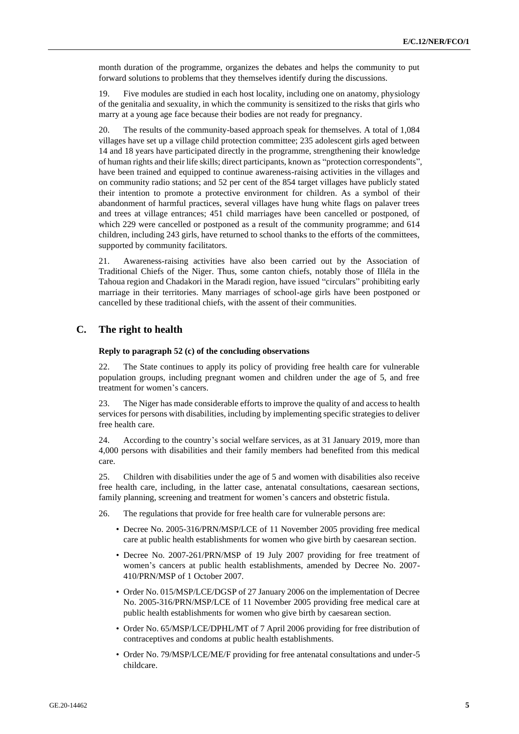month duration of the programme, organizes the debates and helps the community to put forward solutions to problems that they themselves identify during the discussions.

19. Five modules are studied in each host locality, including one on anatomy, physiology of the genitalia and sexuality, in which the community is sensitized to the risks that girls who marry at a young age face because their bodies are not ready for pregnancy.

20. The results of the community-based approach speak for themselves. A total of 1,084 villages have set up a village child protection committee; 235 adolescent girls aged between 14 and 18 years have participated directly in the programme, strengthening their knowledge of human rights and their life skills; direct participants, known as "protection correspondents", have been trained and equipped to continue awareness-raising activities in the villages and on community radio stations; and 52 per cent of the 854 target villages have publicly stated their intention to promote a protective environment for children. As a symbol of their abandonment of harmful practices, several villages have hung white flags on palaver trees and trees at village entrances; 451 child marriages have been cancelled or postponed, of which 229 were cancelled or postponed as a result of the community programme; and 614 children, including 243 girls, have returned to school thanks to the efforts of the committees, supported by community facilitators.

21. Awareness-raising activities have also been carried out by the Association of Traditional Chiefs of the Niger. Thus, some canton chiefs, notably those of Illéla in the Tahoua region and Chadakori in the Maradi region, have issued "circulars" prohibiting early marriage in their territories. Many marriages of school-age girls have been postponed or cancelled by these traditional chiefs, with the assent of their communities.

## C. The right to health

#### Reply to paragraph 52 (c) of the concluding observations

22. The State continues to apply its policy of providing free health care for vulnerable population groups, including pregnant women and children under the age of 5, and free treatment for women's cancers.

23. The Niger has made considerable efforts to improve the quality of and access to health services for persons with disabilities, including by implementing specific strategies to deliver free health care.

24. According to the country's social welfare services, as at 31 January 2019, more than 4,000 persons with disabilities and their family members had benefited from this medical care.

25. Children with disabilities under the age of 5 and women with disabilities also receive free health care, including, in the latter case, antenatal consultations, caesarean sections, family planning, screening and treatment for women's cancers and obstetric fistula.

26. The regulations that provide for free health care for vulnerable persons are:

- Decree No. 2005-316/PRN/MSP/LCE of 11 November 2005 providing free medical care at public health establishments for women who give birth by caesarean section.
- Decree No. 2007-261/PRN/MSP of 19 July 2007 providing for free treatment of women's cancers at public health establishments, amended by Decree No. 2007-410/PRN/MSP of 1 October 2007.
- Order No. 015/MSP/LCE/DGSP of 27 January 2006 on the implementation of Decree No. 2005-316/PRN/MSP/LCE of 11 November 2005 providing free medical care at public health establishments for women who give birth by caesarean section.
- Order No. 65/MSP/LCE/DPHL/MT of 7 April 2006 providing for free distribution of contraceptives and condoms at public health establishments.
- Order No. 79/MSP/LCE/ME/F providing for free antenatal consultations and under-5 childcare.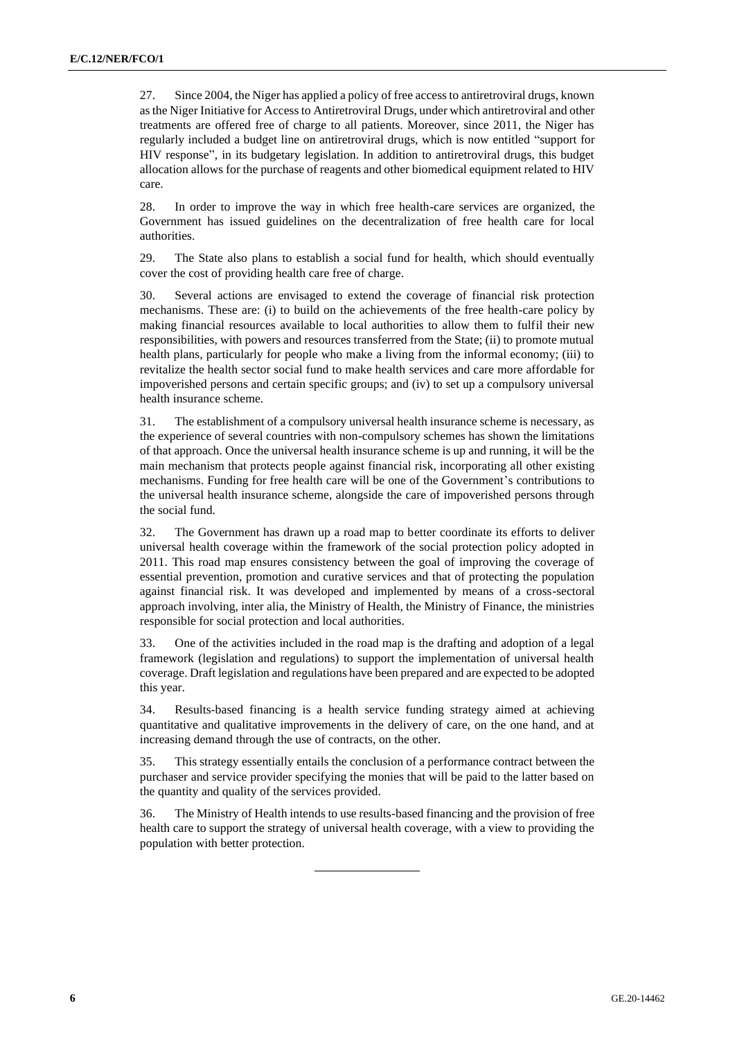27. Since 2004, the Niger has applied a policy of free access to antiretroviral drugs, known as the Niger Initiative for Access to Antiretroviral Drugs, under which antiretroviral and other treatments are offered free of charge to all patients. Moreover, since 2011, the Niger has regularly included a budget line on antiretroviral drugs, which is now entitled "support for HIV response", in its budgetary legislation. In addition to antiretroviral drugs, this budget allocation allows for the purchase of reagents and other biomedical equipment related to HIV care.

28. In order to improve the way in which free health-care services are organized, the Government has issued guidelines on the decentralization of free health care for local authorities.

29. The State also plans to establish a social fund for health, which should eventually cover the cost of providing health care free of charge.

30. Several actions are envisaged to extend the coverage of financial risk protection mechanisms. These are: (i) to build on the achievements of the free health-care policy by making financial resources available to local authorities to allow them to fulfil their new responsibilities, with powers and resources transferred from the State; (ii) to promote mutual health plans, particularly for people who make a living from the informal economy; (iii) to revitalize the health sector social fund to make health services and care more affordable for impoverished persons and certain specific groups; and (iv) to set up a compulsory universal health insurance scheme.

31. The establishment of a compulsory universal health insurance scheme is necessary, as the experience of several countries with non-compulsory schemes has shown the limitations of that approach. Once the universal health insurance scheme is up and running, it will be the main mechanism that protects people against financial risk, incorporating all other existing mechanisms. Funding for free health care will be one of the Government's contributions to the universal health insurance scheme, alongside the care of impoverished persons through the social fund.

32. The Government has drawn up a road map to better coordinate its efforts to deliver universal health coverage within the framework of the social protection policy adopted in 2011. This road map ensures consistency between the goal of improving the coverage of essential prevention, promotion and curative services and that of protecting the population against financial risk. It was developed and implemented by means of a cross-sectoral approach involving, inter alia, the Ministry of Health, the Ministry of Finance, the ministries responsible for social protection and local authorities.

33. One of the activities included in the road map is the drafting and adoption of a legal framework (legislation and regulations) to support the implementation of universal health coverage. Draft legislation and regulations have been prepared and are expected to be adopted this year.

34. Results-based financing is a health service funding strategy aimed at achieving quantitative and qualitative improvements in the delivery of care, on the one hand, and at increasing demand through the use of contracts, on the other.

35. This strategy essentially entails the conclusion of a performance contract between the purchaser and service provider specifying the monies that will be paid to the latter based on the quantity and quality of the services provided.

36. The Ministry of Health intends to use results-based financing and the provision of free health care to support the strategy of universal health coverage, with a view to providing the population with better protection.